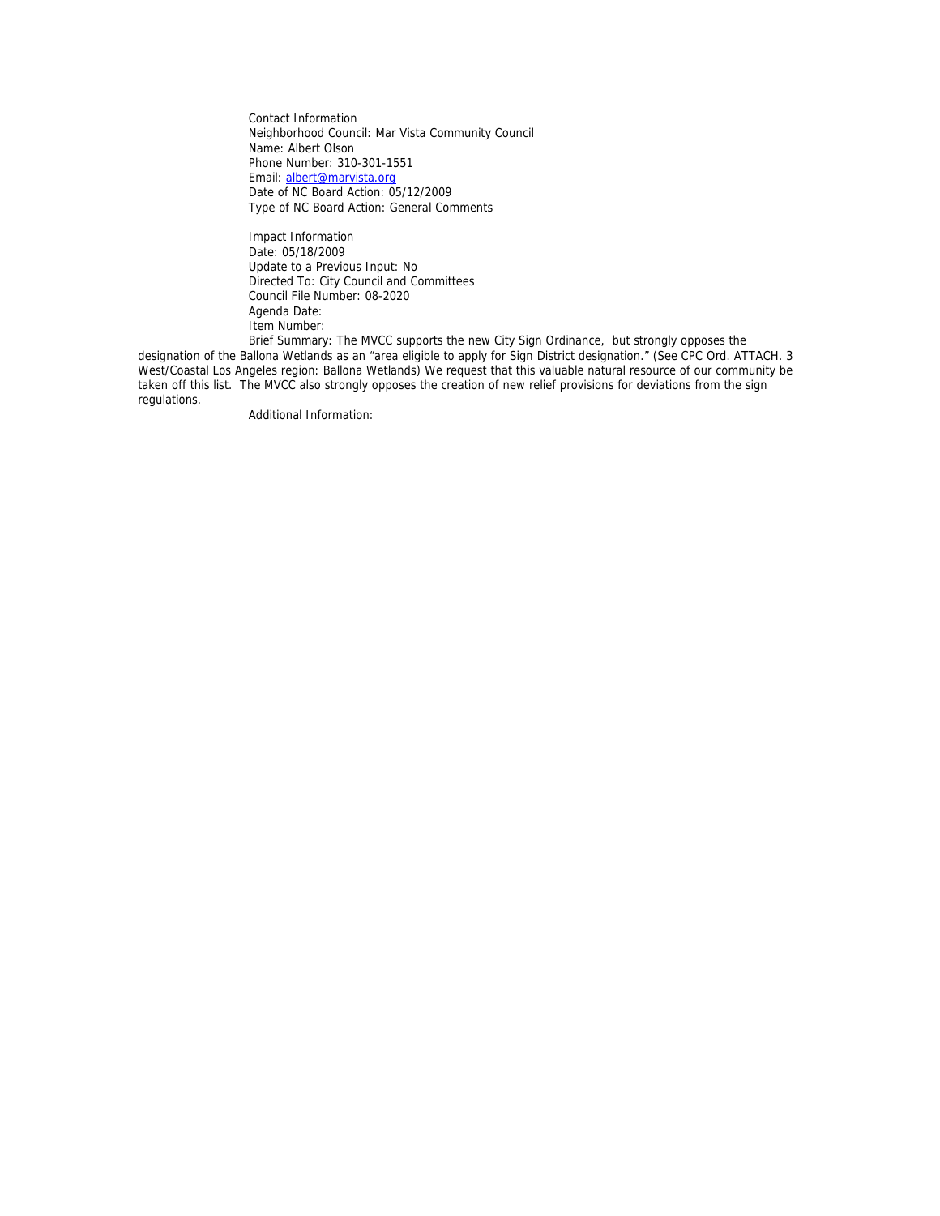Contact Information
Neighborhood Council: Mar Vista Community Council
Name: Albert Olson
Phone Number: 310-301-1551
Email: albert@marvista.org
Date of NC Board Action: 05/12/2009
Type of NC Board Action: General Comments

Impact Information
Date: 05/18/2009
Update to a Previous Input: No
Directed To: City Council and Committees
Council File Number: 08-2020
Agenda Date:
Item Number:
Brief Summary: The MVCC supports the new City Sign Ordinance, but strongly opposes the designation of the Ballona Wetlands as an "area eligible to apply for Sign District designation." (See CPC Ord. ATTACH. 3 West/Coastal Los Angeles region: Ballona Wetlands) We request that this valuable natural resource of our community be taken off this list. The MVCC also strongly opposes the creation of new relief provisions for deviations from the sign regulations.
Additional Information: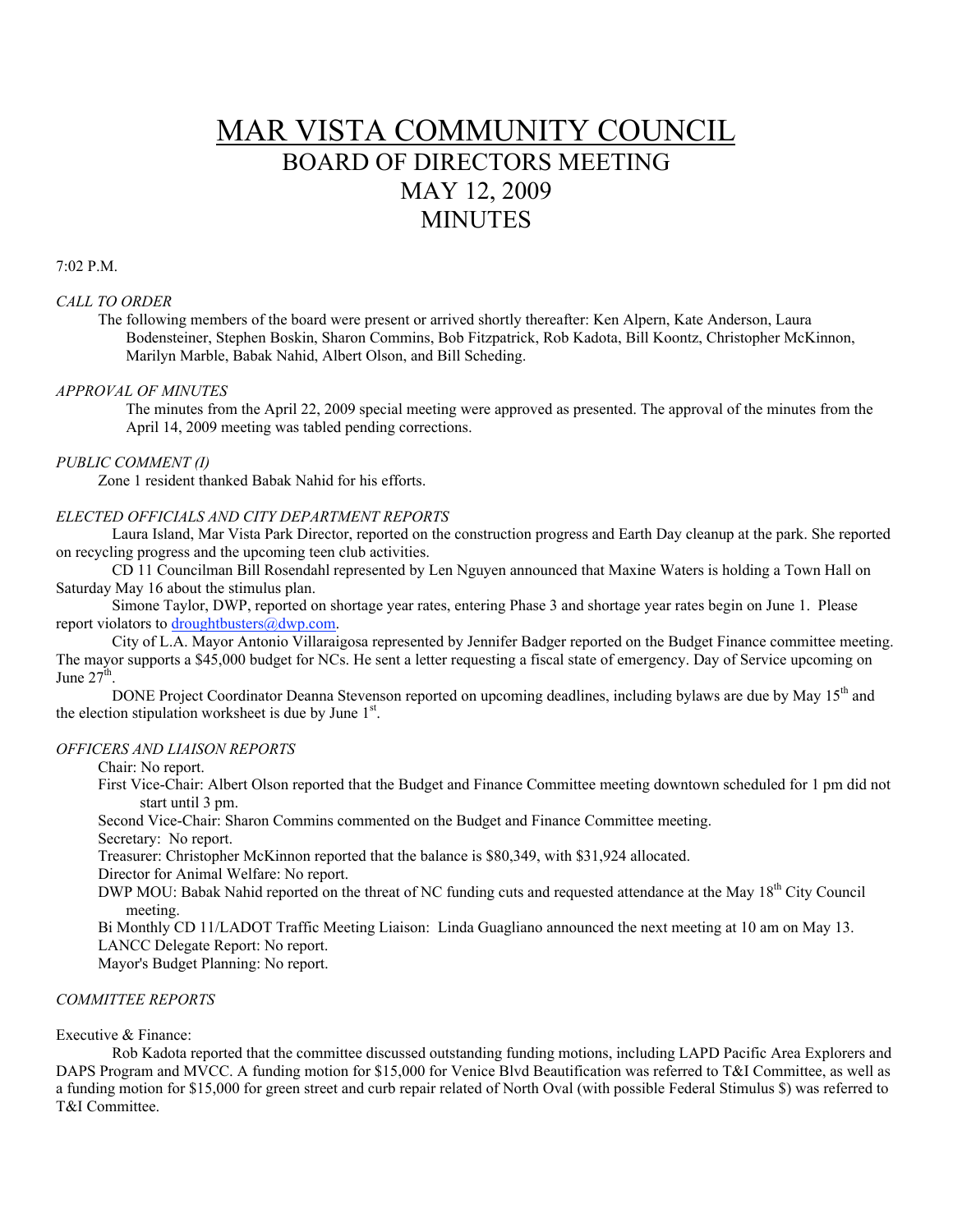# MAR VISTA COMMUNITY COUNCIL
## BOARD OF DIRECTORS MEETING
## MAY 12, 2009
## MINUTES

7:02 P.M.

*CALL TO ORDER*

The following members of the board were present or arrived shortly thereafter: Ken Alpern, Kate Anderson, Laura Bodensteiner, Stephen Boskin, Sharon Commins, Bob Fitzpatrick, Rob Kadota, Bill Koontz, Christopher McKinnon, Marilyn Marble, Babak Nahid, Albert Olson, and Bill Scheding.

*APPROVAL OF MINUTES*

The minutes from the April 22, 2009 special meeting were approved as presented. The approval of the minutes from the April 14, 2009 meeting was tabled pending corrections.

*PUBLIC COMMENT (I)*

Zone 1 resident thanked Babak Nahid for his efforts.

*ELECTED OFFICIALS AND CITY DEPARTMENT REPORTS*

Laura Island, Mar Vista Park Director, reported on the construction progress and Earth Day cleanup at the park. She reported on recycling progress and the upcoming teen club activities.

CD 11 Councilman Bill Rosendahl represented by Len Nguyen announced that Maxine Waters is holding a Town Hall on Saturday May 16 about the stimulus plan.

Simone Taylor, DWP, reported on shortage year rates, entering Phase 3 and shortage year rates begin on June 1. Please report violators to droughtbusters@dwp.com.

City of L.A. Mayor Antonio Villaraigosa represented by Jennifer Badger reported on the Budget Finance committee meeting. The mayor supports a $45,000 budget for NCs. He sent a letter requesting a fiscal state of emergency. Day of Service upcoming on June 27th.

DONE Project Coordinator Deanna Stevenson reported on upcoming deadlines, including bylaws are due by May 15th and the election stipulation worksheet is due by June 1st.

*OFFICERS AND LIAISON REPORTS*

Chair: No report.

First Vice-Chair: Albert Olson reported that the Budget and Finance Committee meeting downtown scheduled for 1 pm did not start until 3 pm.

Second Vice-Chair: Sharon Commins commented on the Budget and Finance Committee meeting.

Secretary: No report.

Treasurer: Christopher McKinnon reported that the balance is $80,349, with $31,924 allocated.

Director for Animal Welfare: No report.

DWP MOU: Babak Nahid reported on the threat of NC funding cuts and requested attendance at the May 18th City Council meeting.

Bi Monthly CD 11/LADOT Traffic Meeting Liaison: Linda Guagliano announced the next meeting at 10 am on May 13.

LANCC Delegate Report: No report.

Mayor's Budget Planning: No report.

*COMMITTEE REPORTS*

Executive & Finance:

Rob Kadota reported that the committee discussed outstanding funding motions, including LAPD Pacific Area Explorers and DAPS Program and MVCC. A funding motion for $15,000 for Venice Blvd Beautification was referred to T&I Committee, as well as a funding motion for $15,000 for green street and curb repair related of North Oval (with possible Federal Stimulus $) was referred to T&I Committee.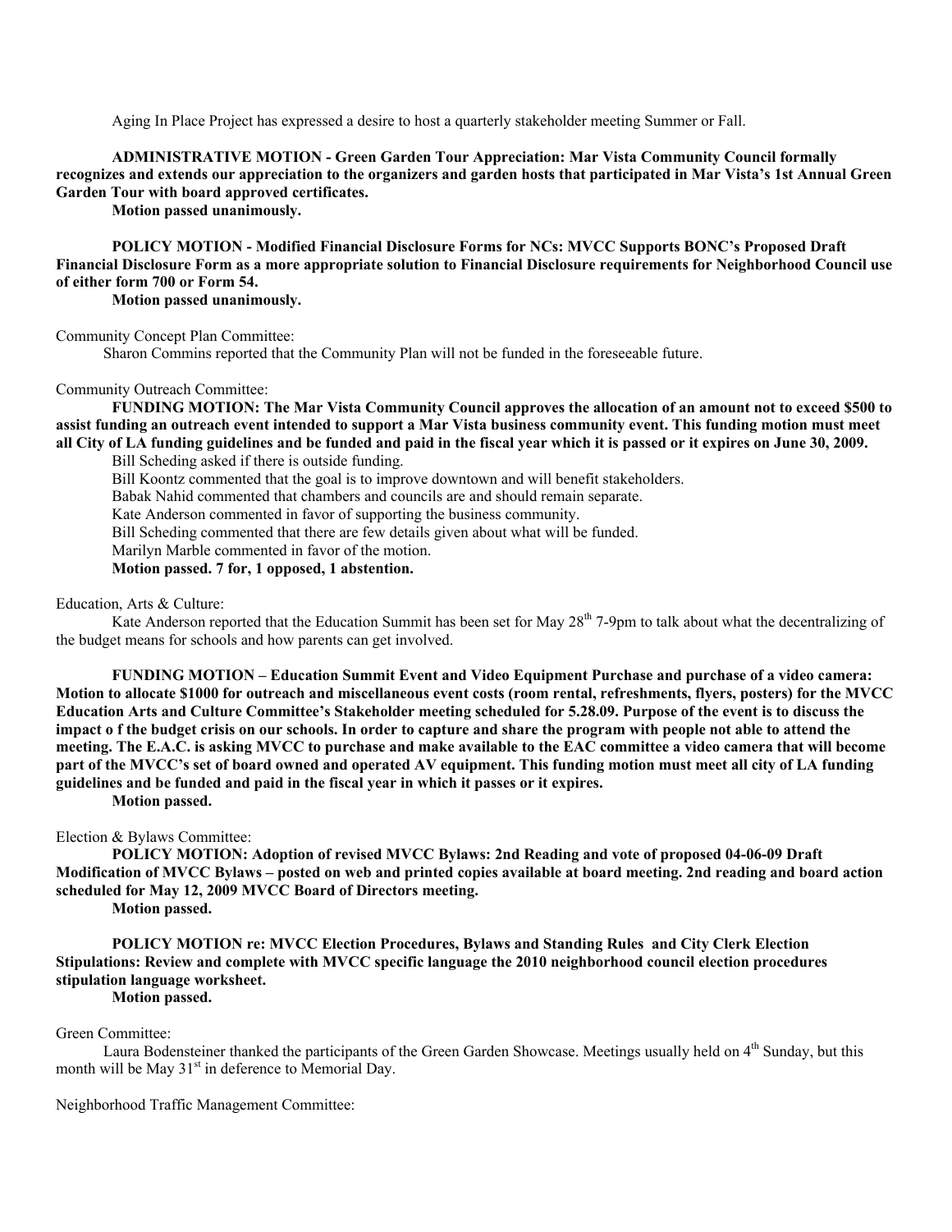Aging In Place Project has expressed a desire to host a quarterly stakeholder meeting Summer or Fall.

**ADMINISTRATIVE MOTION - Green Garden Tour Appreciation: Mar Vista Community Council formally recognizes and extends our appreciation to the organizers and garden hosts that participated in Mar Vista's 1st Annual Green Garden Tour with board approved certificates.**

**Motion passed unanimously.**

**POLICY MOTION - Modified Financial Disclosure Forms for NCs: MVCC Supports BONC's Proposed Draft Financial Disclosure Form as a more appropriate solution to Financial Disclosure requirements for Neighborhood Council use of either form 700 or Form 54.**

**Motion passed unanimously.**

Community Concept Plan Committee:

Sharon Commins reported that the Community Plan will not be funded in the foreseeable future.

Community Outreach Committee:

**FUNDING MOTION: The Mar Vista Community Council approves the allocation of an amount not to exceed $500 to assist funding an outreach event intended to support a Mar Vista business community event. This funding motion must meet all City of LA funding guidelines and be funded and paid in the fiscal year which it is passed or it expires on June 30, 2009.**

Bill Scheding asked if there is outside funding.

Bill Koontz commented that the goal is to improve downtown and will benefit stakeholders.

Babak Nahid commented that chambers and councils are and should remain separate.

Kate Anderson commented in favor of supporting the business community.

Bill Scheding commented that there are few details given about what will be funded.

Marilyn Marble commented in favor of the motion.

**Motion passed. 7 for, 1 opposed, 1 abstention.**

Education, Arts & Culture:

Kate Anderson reported that the Education Summit has been set for May 28th 7-9pm to talk about what the decentralizing of the budget means for schools and how parents can get involved.

**FUNDING MOTION – Education Summit Event and Video Equipment Purchase and purchase of a video camera: Motion to allocate $1000 for outreach and miscellaneous event costs (room rental, refreshments, flyers, posters) for the MVCC Education Arts and Culture Committee's Stakeholder meeting scheduled for 5.28.09. Purpose of the event is to discuss the impact o f the budget crisis on our schools. In order to capture and share the program with people not able to attend the meeting. The E.A.C. is asking MVCC to purchase and make available to the EAC committee a video camera that will become part of the MVCC's set of board owned and operated AV equipment. This funding motion must meet all city of LA funding guidelines and be funded and paid in the fiscal year in which it passes or it expires.**

**Motion passed.**

Election & Bylaws Committee:

**POLICY MOTION: Adoption of revised MVCC Bylaws: 2nd Reading and vote of proposed 04-06-09 Draft Modification of MVCC Bylaws – posted on web and printed copies available at board meeting. 2nd reading and board action scheduled for May 12, 2009 MVCC Board of Directors meeting.**

**Motion passed.**

**POLICY MOTION re: MVCC Election Procedures, Bylaws and Standing Rules and City Clerk Election Stipulations: Review and complete with MVCC specific language the 2010 neighborhood council election procedures stipulation language worksheet.**

**Motion passed.**

Green Committee:

Laura Bodensteiner thanked the participants of the Green Garden Showcase. Meetings usually held on 4th Sunday, but this month will be May 31st in deference to Memorial Day.

Neighborhood Traffic Management Committee: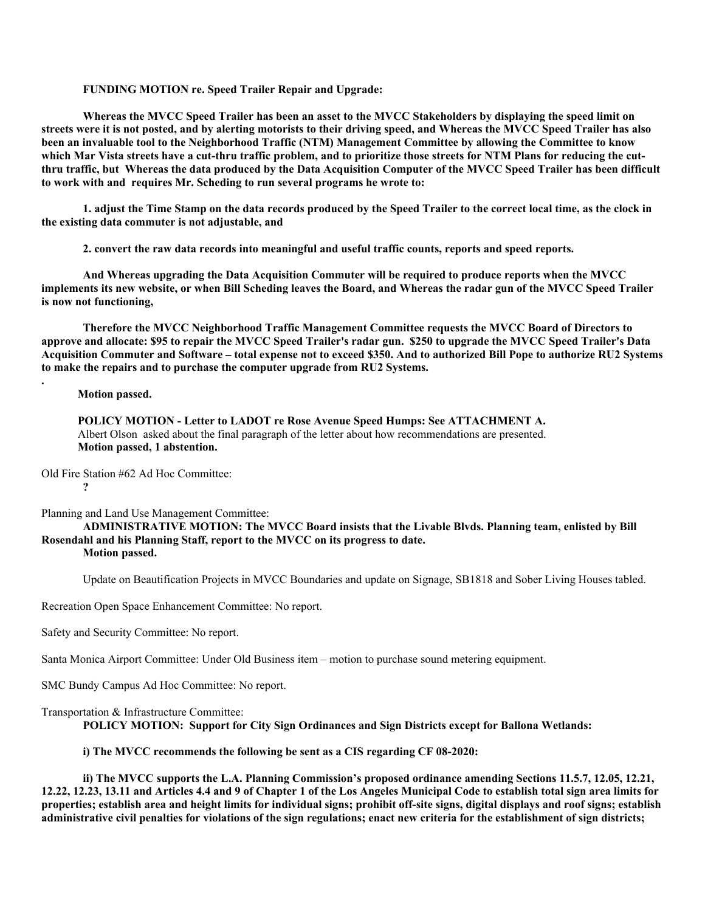**FUNDING MOTION re. Speed Trailer Repair and Upgrade:**

**Whereas the MVCC Speed Trailer has been an asset to the MVCC Stakeholders by displaying the speed limit on streets were it is not posted, and by alerting motorists to their driving speed, and Whereas the MVCC Speed Trailer has also been an invaluable tool to the Neighborhood Traffic (NTM) Management Committee by allowing the Committee to know which Mar Vista streets have a cut-thru traffic problem, and to prioritize those streets for NTM Plans for reducing the cut-thru traffic, but Whereas the data produced by the Data Acquisition Computer of the MVCC Speed Trailer has been difficult to work with and requires Mr. Scheding to run several programs he wrote to:**

**1. adjust the Time Stamp on the data records produced by the Speed Trailer to the correct local time, as the clock in the existing data commuter is not adjustable, and**

**2. convert the raw data records into meaningful and useful traffic counts, reports and speed reports.**

**And Whereas upgrading the Data Acquisition Commuter will be required to produce reports when the MVCC implements its new website, or when Bill Scheding leaves the Board, and Whereas the radar gun of the MVCC Speed Trailer is now not functioning,**

**Therefore the MVCC Neighborhood Traffic Management Committee requests the MVCC Board of Directors to approve and allocate: $95 to repair the MVCC Speed Trailer's radar gun. $250 to upgrade the MVCC Speed Trailer's Data Acquisition Commuter and Software – total expense not to exceed $350. And to authorized Bill Pope to authorize RU2 Systems to make the repairs and to purchase the computer upgrade from RU2 Systems.**

.

**Motion passed.**

**POLICY MOTION - Letter to LADOT re Rose Avenue Speed Humps: See ATTACHMENT A.**
Albert Olson asked about the final paragraph of the letter about how recommendations are presented.
**Motion passed, 1 abstention.**

Old Fire Station #62 Ad Hoc Committee:
**?**

Planning and Land Use Management Committee:
**ADMINISTRATIVE MOTION: The MVCC Board insists that the Livable Blvds. Planning team, enlisted by Bill Rosendahl and his Planning Staff, report to the MVCC on its progress to date.**
**Motion passed.**

Update on Beautification Projects in MVCC Boundaries and update on Signage, SB1818 and Sober Living Houses tabled.

Recreation Open Space Enhancement Committee: No report.

Safety and Security Committee: No report.

Santa Monica Airport Committee: Under Old Business item – motion to purchase sound metering equipment.

SMC Bundy Campus Ad Hoc Committee: No report.

Transportation & Infrastructure Committee:
**POLICY MOTION: Support for City Sign Ordinances and Sign Districts except for Ballona Wetlands:**

**i) The MVCC recommends the following be sent as a CIS regarding CF 08-2020:**

**ii) The MVCC supports the L.A. Planning Commission's proposed ordinance amending Sections 11.5.7, 12.05, 12.21, 12.22, 12.23, 13.11 and Articles 4.4 and 9 of Chapter 1 of the Los Angeles Municipal Code to establish total sign area limits for properties; establish area and height limits for individual signs; prohibit off-site signs, digital displays and roof signs; establish administrative civil penalties for violations of the sign regulations; enact new criteria for the establishment of sign districts;**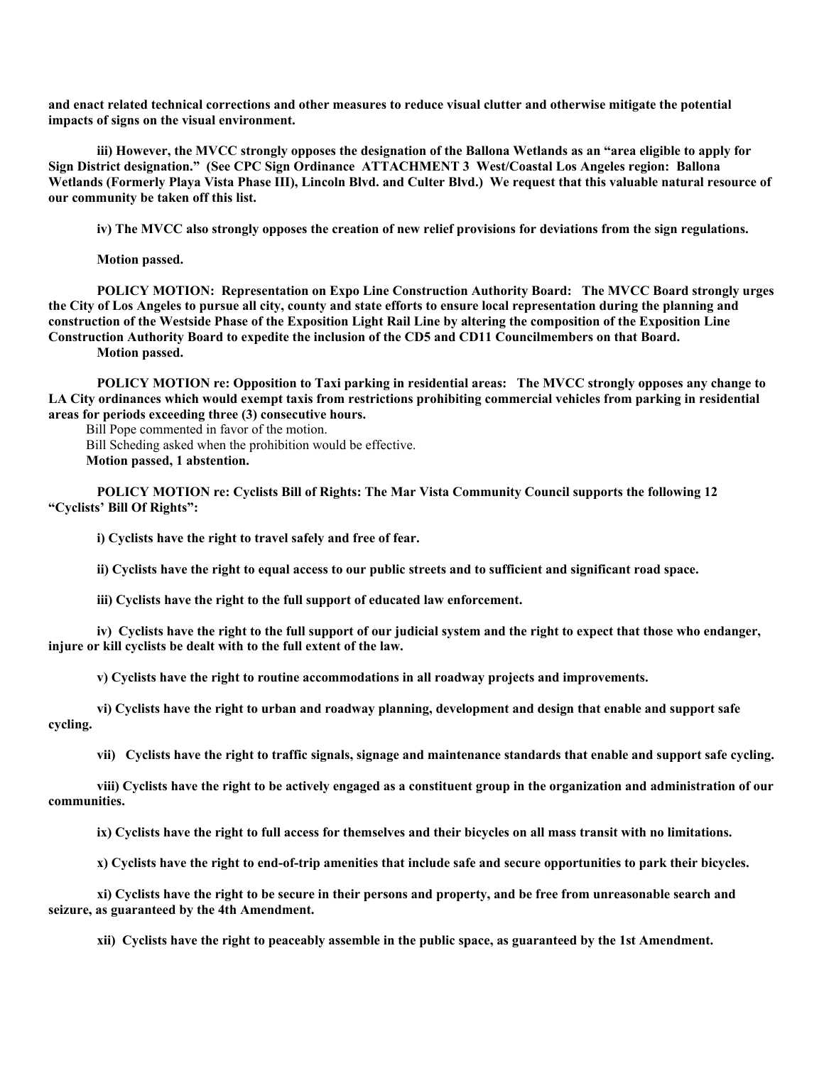**and enact related technical corrections and other measures to reduce visual clutter and otherwise mitigate the potential impacts of signs on the visual environment.**

**iii) However, the MVCC strongly opposes the designation of the Ballona Wetlands as an "area eligible to apply for Sign District designation." (See CPC Sign Ordinance ATTACHMENT 3 West/Coastal Los Angeles region: Ballona Wetlands (Formerly Playa Vista Phase III), Lincoln Blvd. and Culter Blvd.) We request that this valuable natural resource of our community be taken off this list.**

**iv) The MVCC also strongly opposes the creation of new relief provisions for deviations from the sign regulations.**

**Motion passed.**

**POLICY MOTION: Representation on Expo Line Construction Authority Board: The MVCC Board strongly urges the City of Los Angeles to pursue all city, county and state efforts to ensure local representation during the planning and construction of the Westside Phase of the Exposition Light Rail Line by altering the composition of the Exposition Line Construction Authority Board to expedite the inclusion of the CD5 and CD11 Councilmembers on that Board.**
**Motion passed.**

**POLICY MOTION re: Opposition to Taxi parking in residential areas: The MVCC strongly opposes any change to LA City ordinances which would exempt taxis from restrictions prohibiting commercial vehicles from parking in residential areas for periods exceeding three (3) consecutive hours.**

Bill Pope commented in favor of the motion.
Bill Scheding asked when the prohibition would be effective.
**Motion passed, 1 abstention.**

**POLICY MOTION re: Cyclists Bill of Rights: The Mar Vista Community Council supports the following 12 "Cyclists' Bill Of Rights":**

**i) Cyclists have the right to travel safely and free of fear.**

**ii) Cyclists have the right to equal access to our public streets and to sufficient and significant road space.**

**iii) Cyclists have the right to the full support of educated law enforcement.**

**iv) Cyclists have the right to the full support of our judicial system and the right to expect that those who endanger, injure or kill cyclists be dealt with to the full extent of the law.**

**v) Cyclists have the right to routine accommodations in all roadway projects and improvements.**

**vi) Cyclists have the right to urban and roadway planning, development and design that enable and support safe cycling.**

**vii) Cyclists have the right to traffic signals, signage and maintenance standards that enable and support safe cycling.**

**viii) Cyclists have the right to be actively engaged as a constituent group in the organization and administration of our communities.**

**ix) Cyclists have the right to full access for themselves and their bicycles on all mass transit with no limitations.**

**x) Cyclists have the right to end-of-trip amenities that include safe and secure opportunities to park their bicycles.**

**xi) Cyclists have the right to be secure in their persons and property, and be free from unreasonable search and seizure, as guaranteed by the 4th Amendment.**

**xii) Cyclists have the right to peaceably assemble in the public space, as guaranteed by the 1st Amendment.**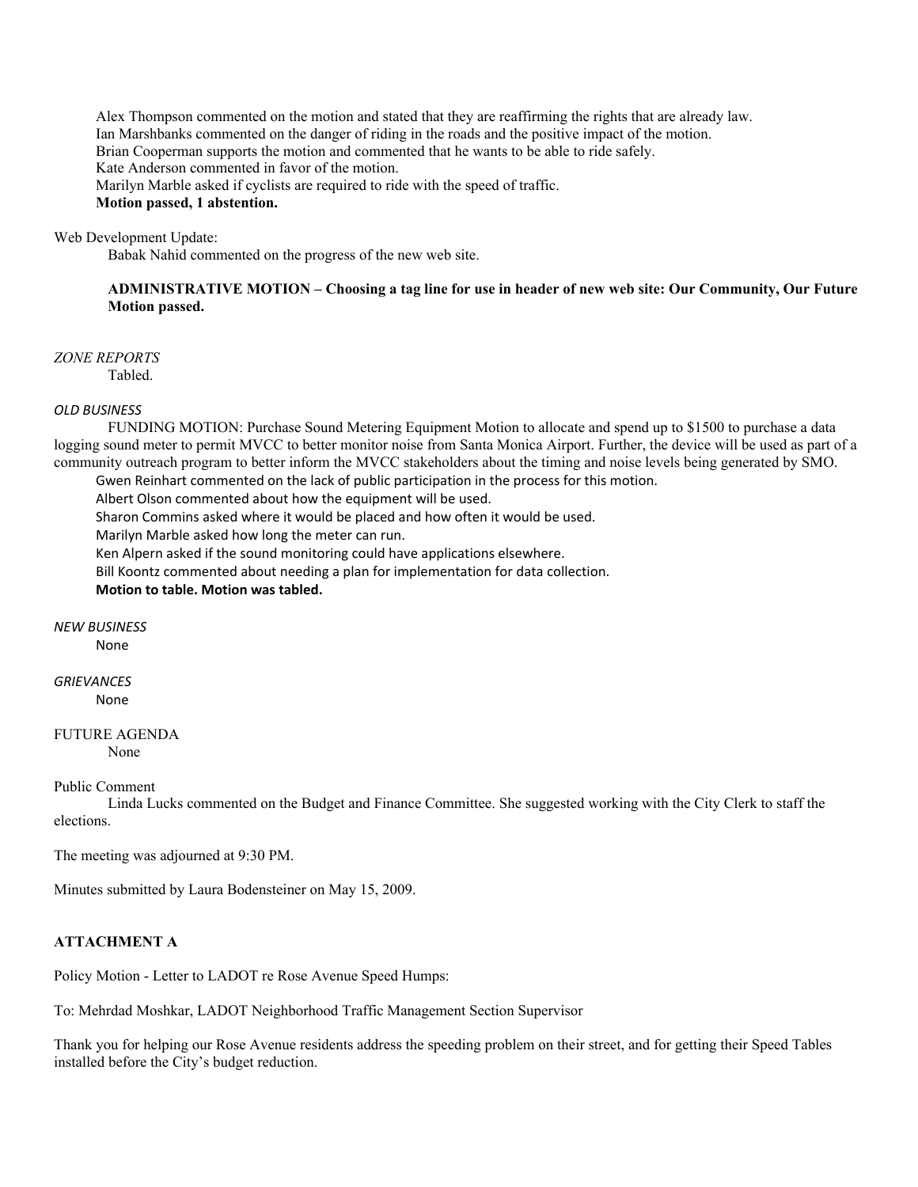Alex Thompson commented on the motion and stated that they are reaffirming the rights that are already law.
Ian Marshbanks commented on the danger of riding in the roads and the positive impact of the motion.
Brian Cooperman supports the motion and commented that he wants to be able to ride safely.
Kate Anderson commented in favor of the motion.
Marilyn Marble asked if cyclists are required to ride with the speed of traffic.
**Motion passed, 1 abstention.**

Web Development Update:

Babak Nahid commented on the progress of the new web site.

**ADMINISTRATIVE MOTION – Choosing a tag line for use in header of new web site: Our Community, Our Future**
**Motion passed.**

*ZONE REPORTS*

Tabled.

*OLD BUSINESS*

FUNDING MOTION: Purchase Sound Metering Equipment Motion to allocate and spend up to $1500 to purchase a data logging sound meter to permit MVCC to better monitor noise from Santa Monica Airport. Further, the device will be used as part of a community outreach program to better inform the MVCC stakeholders about the timing and noise levels being generated by SMO.

Gwen Reinhart commented on the lack of public participation in the process for this motion.
Albert Olson commented about how the equipment will be used.
Sharon Commins asked where it would be placed and how often it would be used.
Marilyn Marble asked how long the meter can run.
Ken Alpern asked if the sound monitoring could have applications elsewhere.
Bill Koontz commented about needing a plan for implementation for data collection.
**Motion to table. Motion was tabled.**

*NEW BUSINESS*

None

*GRIEVANCES*

None

FUTURE AGENDA

None

Public Comment

Linda Lucks commented on the Budget and Finance Committee. She suggested working with the City Clerk to staff the elections.

The meeting was adjourned at 9:30 PM.

Minutes submitted by Laura Bodensteiner on May 15, 2009.

**ATTACHMENT A**

Policy Motion - Letter to LADOT re Rose Avenue Speed Humps:

To: Mehrdad Moshkar, LADOT Neighborhood Traffic Management Section Supervisor

Thank you for helping our Rose Avenue residents address the speeding problem on their street, and for getting their Speed Tables installed before the City's budget reduction.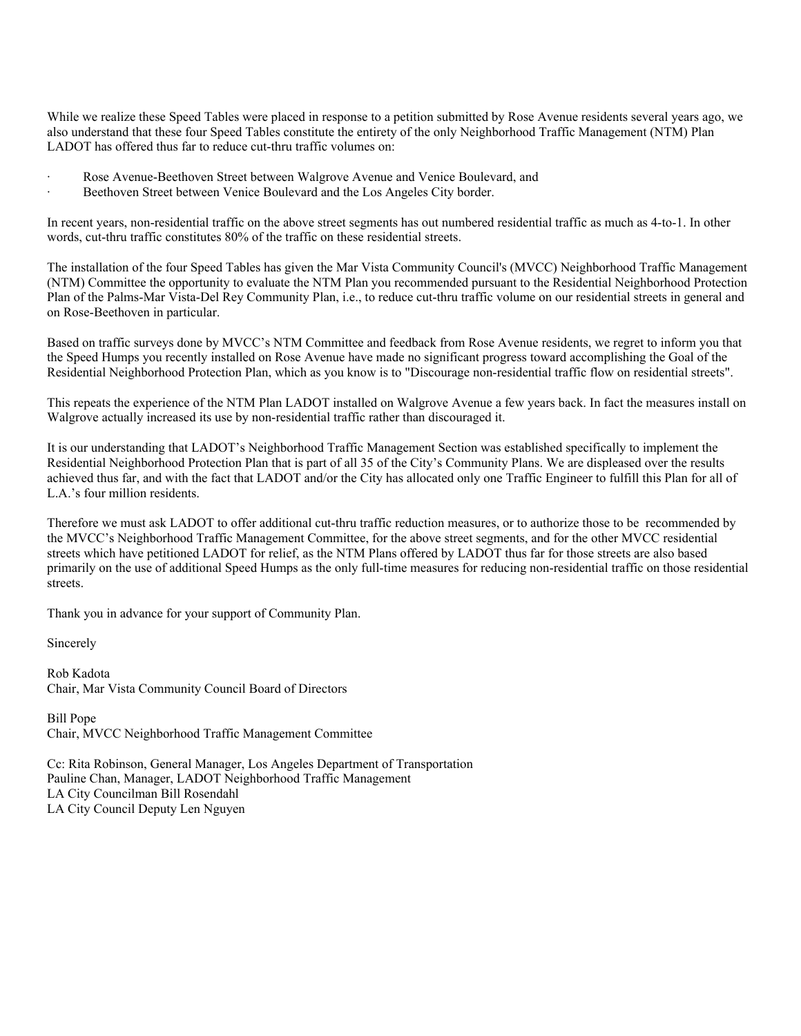While we realize these Speed Tables were placed in response to a petition submitted by Rose Avenue residents several years ago, we also understand that these four Speed Tables constitute the entirety of the only Neighborhood Traffic Management (NTM) Plan LADOT has offered thus far to reduce cut-thru traffic volumes on:

- Rose Avenue-Beethoven Street between Walgrove Avenue and Venice Boulevard, and
- Beethoven Street between Venice Boulevard and the Los Angeles City border.

In recent years, non-residential traffic on the above street segments has out numbered residential traffic as much as 4-to-1. In other words, cut-thru traffic constitutes 80% of the traffic on these residential streets.

The installation of the four Speed Tables has given the Mar Vista Community Council's (MVCC) Neighborhood Traffic Management (NTM) Committee the opportunity to evaluate the NTM Plan you recommended pursuant to the Residential Neighborhood Protection Plan of the Palms-Mar Vista-Del Rey Community Plan, i.e., to reduce cut-thru traffic volume on our residential streets in general and on Rose-Beethoven in particular.

Based on traffic surveys done by MVCC's NTM Committee and feedback from Rose Avenue residents, we regret to inform you that the Speed Humps you recently installed on Rose Avenue have made no significant progress toward accomplishing the Goal of the Residential Neighborhood Protection Plan, which as you know is to "Discourage non-residential traffic flow on residential streets".

This repeats the experience of the NTM Plan LADOT installed on Walgrove Avenue a few years back. In fact the measures install on Walgrove actually increased its use by non-residential traffic rather than discouraged it.

It is our understanding that LADOT's Neighborhood Traffic Management Section was established specifically to implement the Residential Neighborhood Protection Plan that is part of all 35 of the City's Community Plans. We are displeased over the results achieved thus far, and with the fact that LADOT and/or the City has allocated only one Traffic Engineer to fulfill this Plan for all of L.A.'s four million residents.

Therefore we must ask LADOT to offer additional cut-thru traffic reduction measures, or to authorize those to be recommended by the MVCC's Neighborhood Traffic Management Committee, for the above street segments, and for the other MVCC residential streets which have petitioned LADOT for relief, as the NTM Plans offered by LADOT thus far for those streets are also based primarily on the use of additional Speed Humps as the only full-time measures for reducing non-residential traffic on those residential streets.

Thank you in advance for your support of Community Plan.

Sincerely

Rob Kadota
Chair, Mar Vista Community Council Board of Directors

Bill Pope
Chair, MVCC Neighborhood Traffic Management Committee

Cc: Rita Robinson, General Manager, Los Angeles Department of Transportation
Pauline Chan, Manager, LADOT Neighborhood Traffic Management
LA City Councilman Bill Rosendahl
LA City Council Deputy Len Nguyen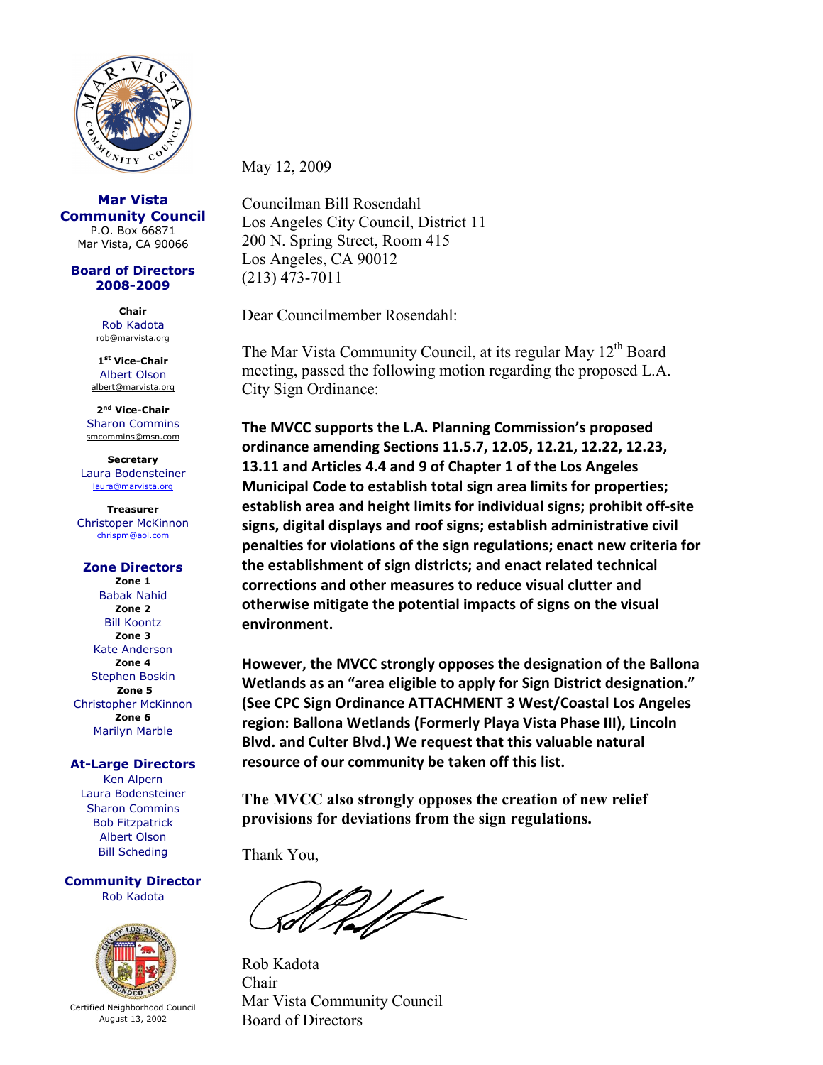**Mar Vista Community Council**
P.O. Box 66871
Mar Vista, CA 90066

**Board of Directors 2008-2009**

**Chair**
Rob Kadota
rob@marvista.org

**1st Vice-Chair**
Albert Olson
albert@marvista.org

**2nd Vice-Chair**
Sharon Commins
smcommins@msn.com

**Secretary**
Laura Bodensteiner
laura@marvista.org

**Treasurer**
Christoper McKinnon
chrispm@aol.com

**Zone Directors**
**Zone 1**
Babak Nahid
**Zone 2**
Bill Koontz
**Zone 3**
Kate Anderson
**Zone 4**
Stephen Boskin
**Zone 5**
Christopher McKinnon
**Zone 6**
Marilyn Marble

**At-Large Directors**
Ken Alpern
Laura Bodensteiner
Sharon Commins
Bob Fitzpatrick
Albert Olson
Bill Scheding

**Community Director**
Rob Kadota

Certified Neighborhood Council
August 13, 2002

May 12, 2009

Councilman Bill Rosendahl
Los Angeles City Council, District 11
200 N. Spring Street, Room 415
Los Angeles, CA 90012
(213) 473-7011

Dear Councilmember Rosendahl:

The Mar Vista Community Council, at its regular May 12th Board meeting, passed the following motion regarding the proposed L.A. City Sign Ordinance:

**The MVCC supports the L.A. Planning Commission's proposed ordinance amending Sections 11.5.7, 12.05, 12.21, 12.22, 12.23, 13.11 and Articles 4.4 and 9 of Chapter 1 of the Los Angeles Municipal Code to establish total sign area limits for properties; establish area and height limits for individual signs; prohibit off-site signs, digital displays and roof signs; establish administrative civil penalties for violations of the sign regulations; enact new criteria for the establishment of sign districts; and enact related technical corrections and other measures to reduce visual clutter and otherwise mitigate the potential impacts of signs on the visual environment.**

**However, the MVCC strongly opposes the designation of the Ballona Wetlands as an "area eligible to apply for Sign District designation." (See CPC Sign Ordinance ATTACHMENT 3 West/Coastal Los Angeles region: Ballona Wetlands (Formerly Playa Vista Phase III), Lincoln Blvd. and Culter Blvd.) We request that this valuable natural resource of our community be taken off this list.**

**The MVCC also strongly opposes the creation of new relief provisions for deviations from the sign regulations.**

Thank You,

Rob Kadota
Chair
Mar Vista Community Council
Board of Directors